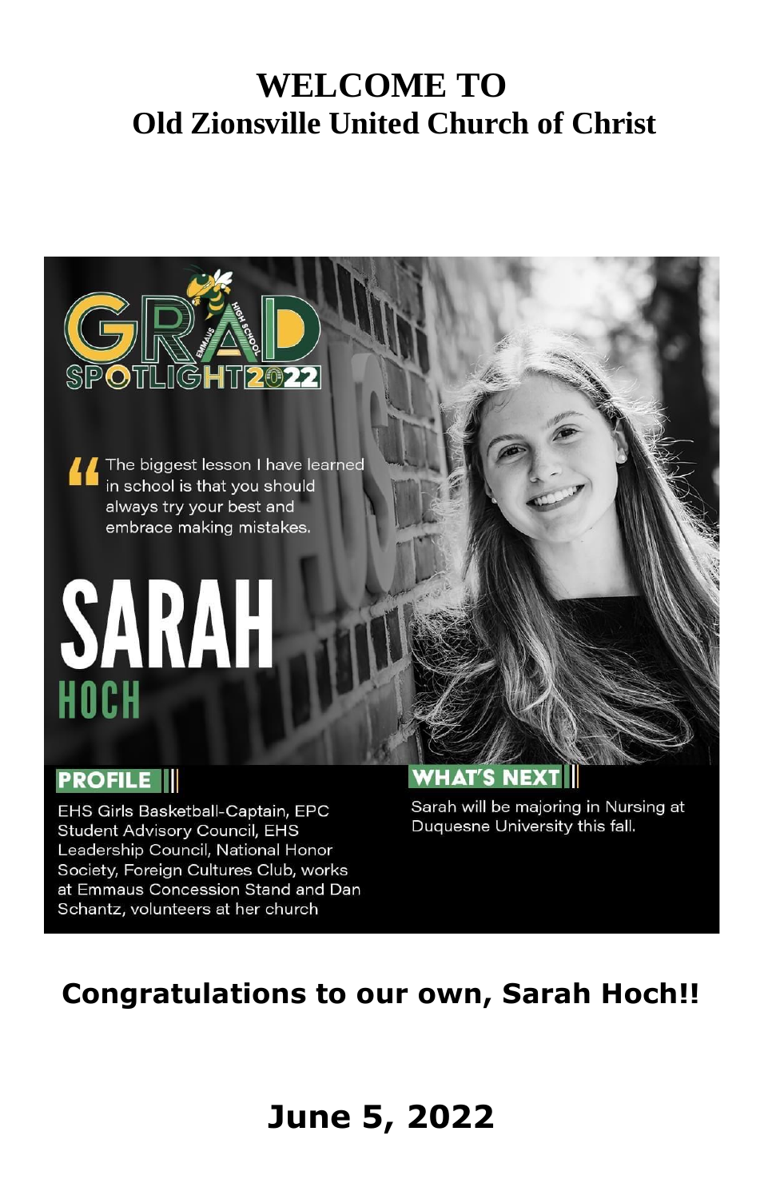# WELCOME TO
## Old Zionsville United Church of Christ

GRAD SPOTLIGHT 2022

EMMAUS HIGH SCHOOL

"The biggest lesson I have learned in school is that you should always try your best and embrace making mistakes.

# SARAH
## HOCH

**PROFILE**

EHS Girls Basketball-Captain, EPC Student Advisory Council, EHS Leadership Council, National Honor Society, Foreign Cultures Club, works at Emmaus Concession Stand and Dan Schantz, volunteers at her church

**WHAT'S NEXT**

Sarah will be majoring in Nursing at Duquesne University this fall.

**Congratulations to our own, Sarah Hoch!!**

## June 5, 2022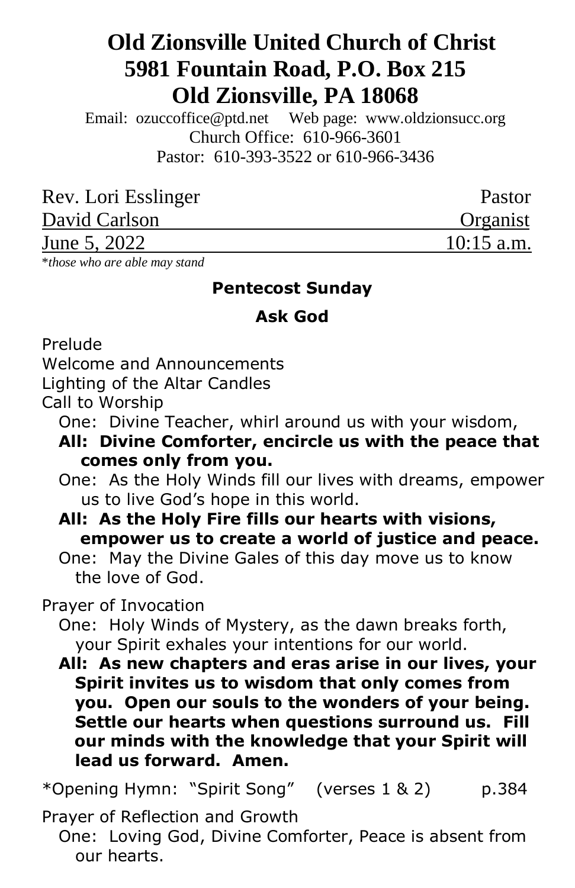# Old Zionsville United Church of Christ
# 5981 Fountain Road, P.O. Box 215
# Old Zionsville, PA 18068

Email: ozuccoffice@ptd.net Web page: www.oldzionsucc.org
Church Office: 610-966-3601
Pastor: 610-393-3522 or 610-966-3436

| | |
|---|---|
| Rev. Lori Esslinger | Pastor |
| David Carlson | Organist |
| June 5, 2022 | 10:15 a.m. |

*\*those who are able may stand*

**Pentecost Sunday**

**Ask God**

Prelude
Welcome and Announcements
Lighting of the Altar Candles
Call to Worship

One: Divine Teacher, whirl around us with your wisdom,

**All: Divine Comforter, encircle us with the peace that comes only from you.**

One: As the Holy Winds fill our lives with dreams, empower us to live God's hope in this world.

**All: As the Holy Fire fills our hearts with visions, empower us to create a world of justice and peace.**

One: May the Divine Gales of this day move us to know the love of God.

Prayer of Invocation

One: Holy Winds of Mystery, as the dawn breaks forth, your Spirit exhales your intentions for our world.

**All: As new chapters and eras arise in our lives, your Spirit invites us to wisdom that only comes from you. Open our souls to the wonders of your being. Settle our hearts when questions surround us. Fill our minds with the knowledge that your Spirit will lead us forward. Amen.**

*Opening Hymn: "Spirit Song" (verses 1 & 2) p.384

Prayer of Reflection and Growth

One: Loving God, Divine Comforter, Peace is absent from our hearts.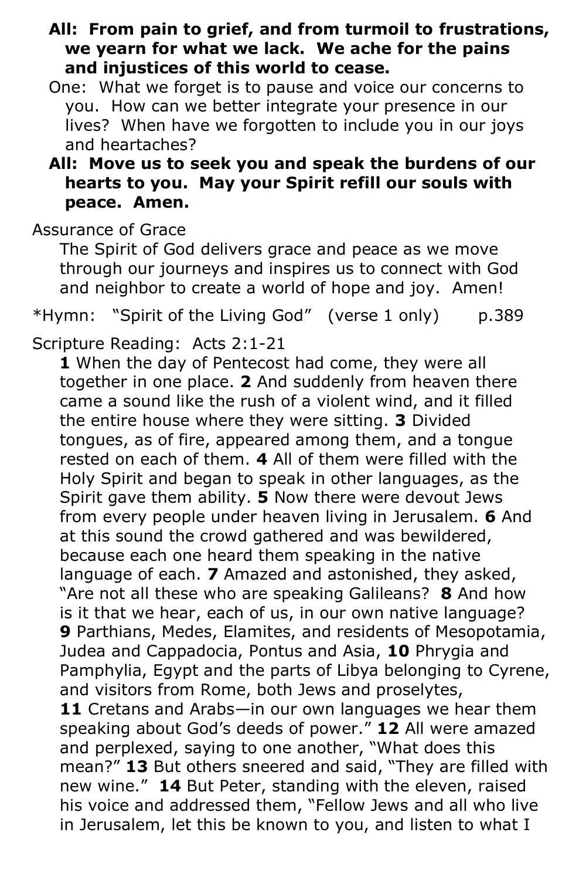**All: From pain to grief, and from turmoil to frustrations, we yearn for what we lack. We ache for the pains and injustices of this world to cease.**

One: What we forget is to pause and voice our concerns to you. How can we better integrate your presence in our lives? When have we forgotten to include you in our joys and heartaches?

**All: Move us to seek you and speak the burdens of our hearts to you. May your Spirit refill our souls with peace. Amen.**

Assurance of Grace

The Spirit of God delivers grace and peace as we move through our journeys and inspires us to connect with God and neighbor to create a world of hope and joy. Amen!

*Hymn: "Spirit of the Living God" (verse 1 only) p.389

Scripture Reading: Acts 2:1-21

**1** When the day of Pentecost had come, they were all together in one place. **2** And suddenly from heaven there came a sound like the rush of a violent wind, and it filled the entire house where they were sitting. **3** Divided tongues, as of fire, appeared among them, and a tongue rested on each of them. **4** All of them were filled with the Holy Spirit and began to speak in other languages, as the Spirit gave them ability. **5** Now there were devout Jews from every people under heaven living in Jerusalem. **6** And at this sound the crowd gathered and was bewildered, because each one heard them speaking in the native language of each. **7** Amazed and astonished, they asked, "Are not all these who are speaking Galileans? **8** And how is it that we hear, each of us, in our own native language? **9** Parthians, Medes, Elamites, and residents of Mesopotamia, Judea and Cappadocia, Pontus and Asia, **10** Phrygia and Pamphylia, Egypt and the parts of Libya belonging to Cyrene, and visitors from Rome, both Jews and proselytes, **11** Cretans and Arabs—in our own languages we hear them speaking about God's deeds of power." **12** All were amazed and perplexed, saying to one another, "What does this mean?" **13** But others sneered and said, "They are filled with new wine." **14** But Peter, standing with the eleven, raised his voice and addressed them, "Fellow Jews and all who live in Jerusalem, let this be known to you, and listen to what I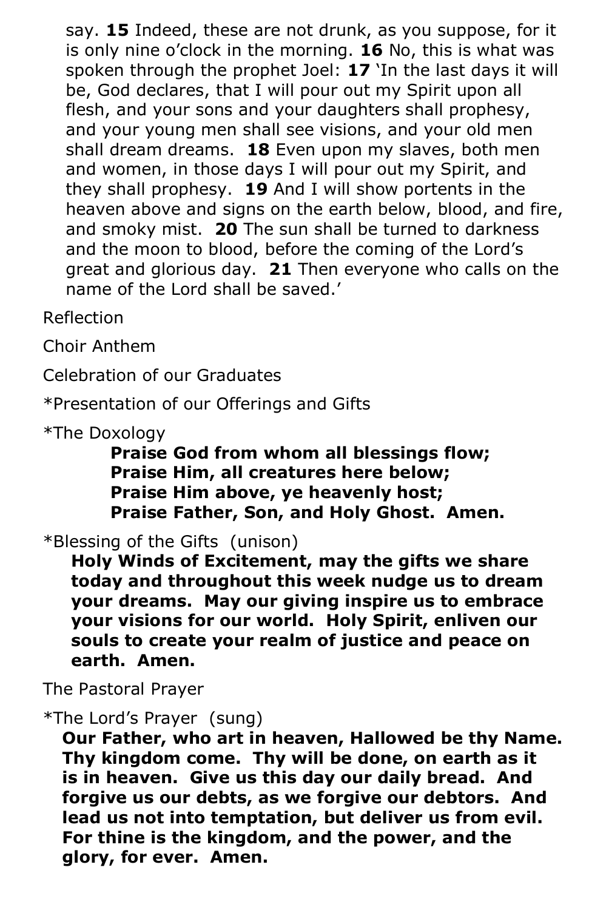say. **15** Indeed, these are not drunk, as you suppose, for it is only nine o'clock in the morning. **16** No, this is what was spoken through the prophet Joel: **17** 'In the last days it will be, God declares, that I will pour out my Spirit upon all flesh, and your sons and your daughters shall prophesy, and your young men shall see visions, and your old men shall dream dreams. **18** Even upon my slaves, both men and women, in those days I will pour out my Spirit, and they shall prophesy. **19** And I will show portents in the heaven above and signs on the earth below, blood, and fire, and smoky mist. **20** The sun shall be turned to darkness and the moon to blood, before the coming of the Lord's great and glorious day. **21** Then everyone who calls on the name of the Lord shall be saved.'

Reflection

Choir Anthem

Celebration of our Graduates

*Presentation of our Offerings and Gifts

*The Doxology

**Praise God from whom all blessings flow;**
**Praise Him, all creatures here below;**
**Praise Him above, ye heavenly host;**
**Praise Father, Son, and Holy Ghost. Amen.**

*Blessing of the Gifts (unison)

**Holy Winds of Excitement, may the gifts we share today and throughout this week nudge us to dream your dreams. May our giving inspire us to embrace your visions for our world. Holy Spirit, enliven our souls to create your realm of justice and peace on earth. Amen.**

The Pastoral Prayer

*The Lord's Prayer (sung)

**Our Father, who art in heaven, Hallowed be thy Name. Thy kingdom come. Thy will be done, on earth as it is in heaven. Give us this day our daily bread. And forgive us our debts, as we forgive our debtors. And lead us not into temptation, but deliver us from evil. For thine is the kingdom, and the power, and the glory, for ever. Amen.**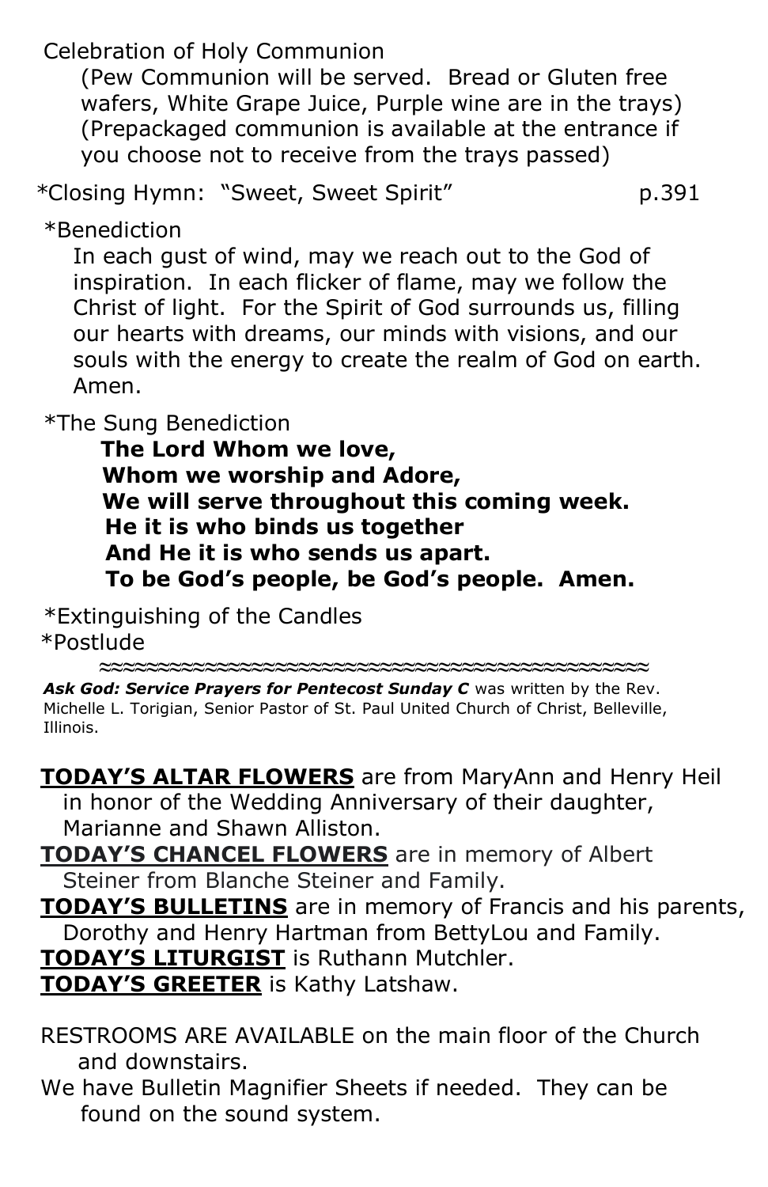Celebration of Holy Communion

(Pew Communion will be served. Bread or Gluten free wafers, White Grape Juice, Purple wine are in the trays) (Prepackaged communion is available at the entrance if you choose not to receive from the trays passed)

*Closing Hymn: "Sweet, Sweet Spirit" p.391

*Benediction

In each gust of wind, may we reach out to the God of inspiration. In each flicker of flame, may we follow the Christ of light. For the Spirit of God surrounds us, filling our hearts with dreams, our minds with visions, and our souls with the energy to create the realm of God on earth. Amen.

*The Sung Benediction

**The Lord Whom we love,**
**Whom we worship and Adore,**
**We will serve throughout this coming week.**
**He it is who binds us together**
**And He it is who sends us apart.**
**To be God's people, be God's people. Amen.**

*Extinguishing of the Candles
*Postlude

≈≈≈≈≈≈≈≈≈≈≈≈≈≈≈≈≈≈≈≈≈≈≈≈≈≈≈≈≈≈≈≈≈≈≈≈≈≈≈≈

***Ask God: Service Prayers for Pentecost Sunday C*** was written by the Rev. Michelle L. Torigian, Senior Pastor of St. Paul United Church of Christ, Belleville, Illinois.

**TODAY'S ALTAR FLOWERS** are from MaryAnn and Henry Heil in honor of the Wedding Anniversary of their daughter, Marianne and Shawn Alliston.
**TODAY'S CHANCEL FLOWERS** are in memory of Albert Steiner from Blanche Steiner and Family.
**TODAY'S BULLETINS** are in memory of Francis and his parents, Dorothy and Henry Hartman from BettyLou and Family.
**TODAY'S LITURGIST** is Ruthann Mutchler.
**TODAY'S GREETER** is Kathy Latshaw.

RESTROOMS ARE AVAILABLE on the main floor of the Church and downstairs.
We have Bulletin Magnifier Sheets if needed. They can be found on the sound system.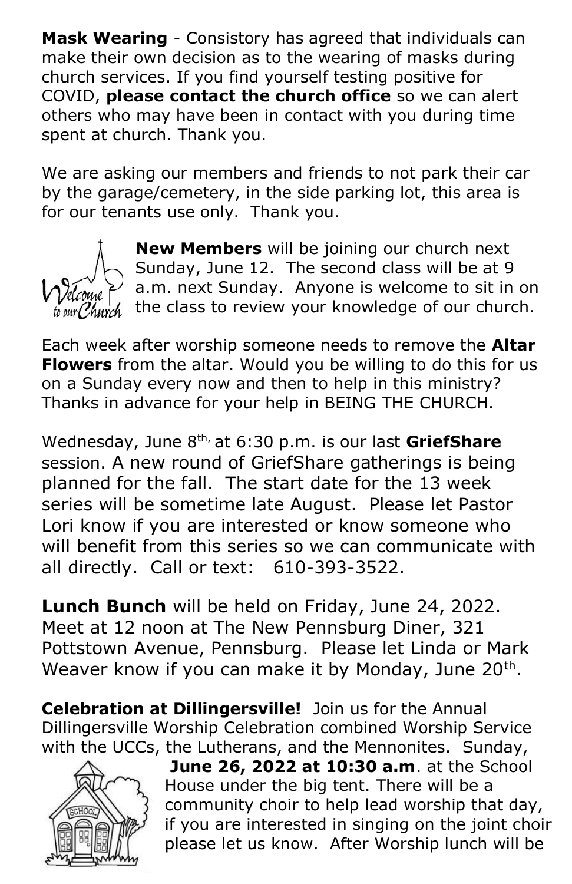**Mask Wearing** - Consistory has agreed that individuals can make their own decision as to the wearing of masks during church services. If you find yourself testing positive for COVID, **please contact the church office** so we can alert others who may have been in contact with you during time spent at church. Thank you.

We are asking our members and friends to not park their car by the garage/cemetery, in the side parking lot, this area is for our tenants use only. Thank you.

**New Members** will be joining our church next Sunday, June 12. The second class will be at 9 a.m. next Sunday. Anyone is welcome to sit in on the class to review your knowledge of our church.

Each week after worship someone needs to remove the **Altar Flowers** from the altar. Would you be willing to do this for us on a Sunday every now and then to help in this ministry? Thanks in advance for your help in BEING THE CHURCH.

Wednesday, June 8th, at 6:30 p.m. is our last **GriefShare** session. A new round of GriefShare gatherings is being planned for the fall. The start date for the 13 week series will be sometime late August. Please let Pastor Lori know if you are interested or know someone who will benefit from this series so we can communicate with all directly. Call or text: 610-393-3522.

**Lunch Bunch** will be held on Friday, June 24, 2022. Meet at 12 noon at The New Pennsburg Diner, 321 Pottstown Avenue, Pennsburg. Please let Linda or Mark Weaver know if you can make it by Monday, June 20th.

**Celebration at Dillingersville!** Join us for the Annual Dillingersville Worship Celebration combined Worship Service with the UCCs, the Lutherans, and the Mennonites. Sunday, **June 26, 2022 at 10:30 a.m**. at the School House under the big tent. There will be a community choir to help lead worship that day, if you are interested in singing on the joint choir please let us know. After Worship lunch will be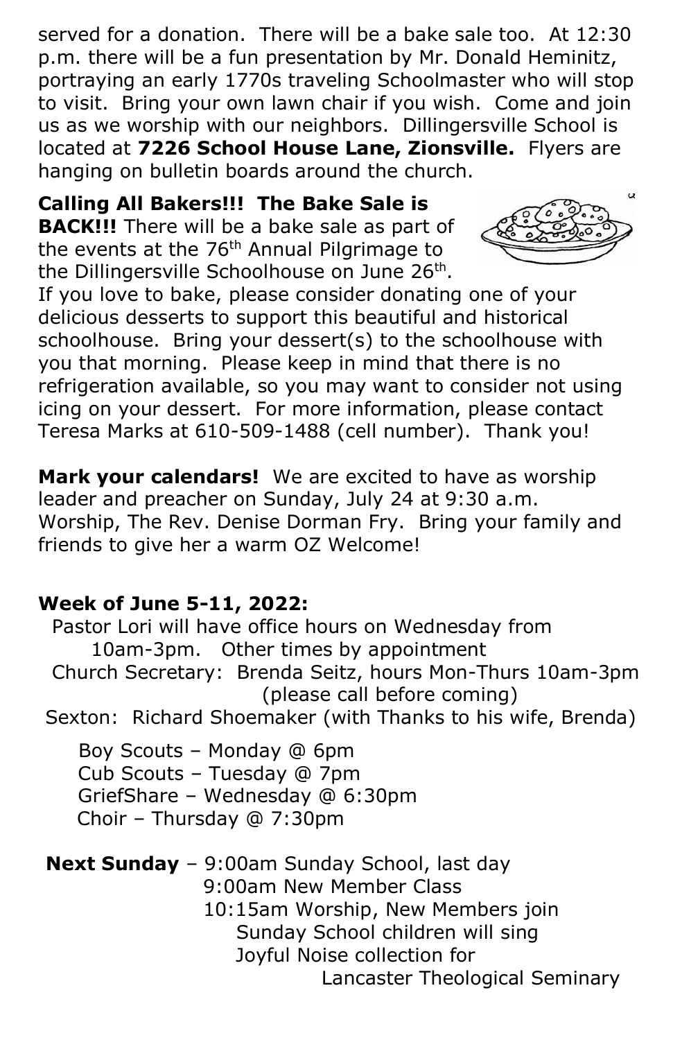served for a donation. There will be a bake sale too. At 12:30 p.m. there will be a fun presentation by Mr. Donald Heminitz, portraying an early 1770s traveling Schoolmaster who will stop to visit. Bring your own lawn chair if you wish. Come and join us as we worship with our neighbors. Dillingersville School is located at **7226 School House Lane, Zionsville.** Flyers are hanging on bulletin boards around the church.

**Calling All Bakers!!! The Bake Sale is BACK!!!** There will be a bake sale as part of the events at the 76th Annual Pilgrimage to the Dillingersville Schoolhouse on June 26th. If you love to bake, please consider donating one of your delicious desserts to support this beautiful and historical schoolhouse. Bring your dessert(s) to the schoolhouse with you that morning. Please keep in mind that there is no refrigeration available, so you may want to consider not using icing on your dessert. For more information, please contact Teresa Marks at 610-509-1488 (cell number). Thank you!

**Mark your calendars!** We are excited to have as worship leader and preacher on Sunday, July 24 at 9:30 a.m. Worship, The Rev. Denise Dorman Fry. Bring your family and friends to give her a warm OZ Welcome!

**Week of June 5-11, 2022:**

Pastor Lori will have office hours on Wednesday from 10am-3pm. Other times by appointment

Church Secretary: Brenda Seitz, hours Mon-Thurs 10am-3pm (please call before coming)

Sexton: Richard Shoemaker (with Thanks to his wife, Brenda)

Boy Scouts – Monday @ 6pm
Cub Scouts – Tuesday @ 7pm
GriefShare – Wednesday @ 6:30pm
Choir – Thursday @ 7:30pm

**Next Sunday** – 9:00am Sunday School, last day
9:00am New Member Class
10:15am Worship, New Members join
Sunday School children will sing
Joyful Noise collection for Lancaster Theological Seminary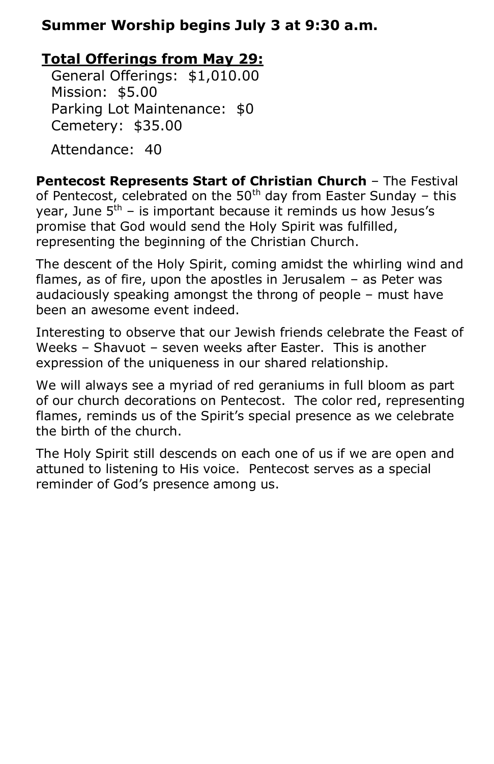**Summer Worship begins July 3 at 9:30 a.m.**

**Total Offerings from May 29:**

General Offerings: $1,010.00
Mission: $5.00
Parking Lot Maintenance: $0
Cemetery: $35.00

Attendance: 40

**Pentecost Represents Start of Christian Church** – The Festival of Pentecost, celebrated on the 50th day from Easter Sunday – this year, June 5th – is important because it reminds us how Jesus's promise that God would send the Holy Spirit was fulfilled, representing the beginning of the Christian Church.

The descent of the Holy Spirit, coming amidst the whirling wind and flames, as of fire, upon the apostles in Jerusalem – as Peter was audaciously speaking amongst the throng of people – must have been an awesome event indeed.

Interesting to observe that our Jewish friends celebrate the Feast of Weeks – Shavuot – seven weeks after Easter. This is another expression of the uniqueness in our shared relationship.

We will always see a myriad of red geraniums in full bloom as part of our church decorations on Pentecost. The color red, representing flames, reminds us of the Spirit's special presence as we celebrate the birth of the church.

The Holy Spirit still descends on each one of us if we are open and attuned to listening to His voice. Pentecost serves as a special reminder of God's presence among us.